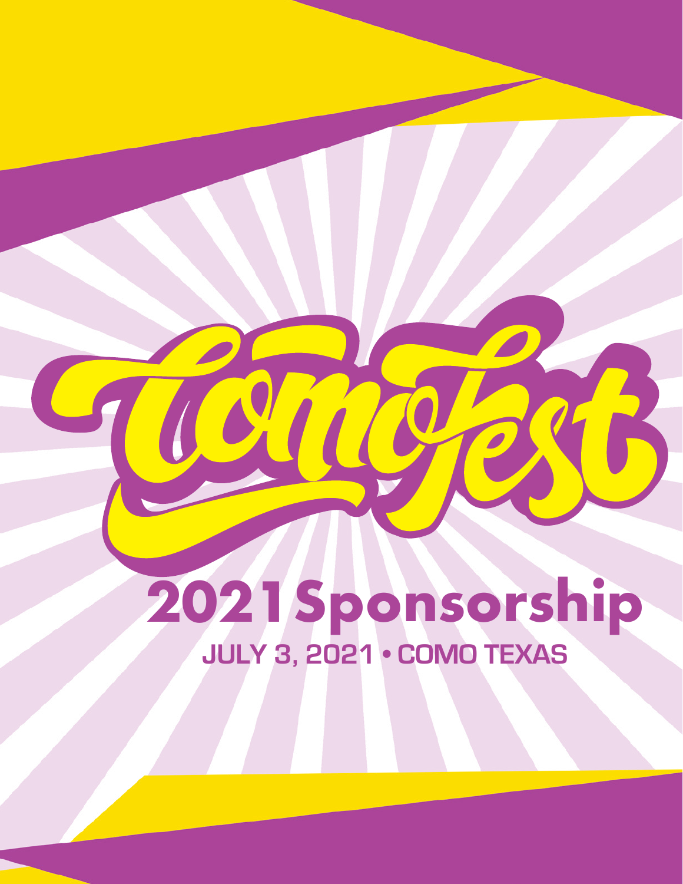# ComoFest

## 2021 Sponsorship

JULY 3, 2021 • COMO TEXAS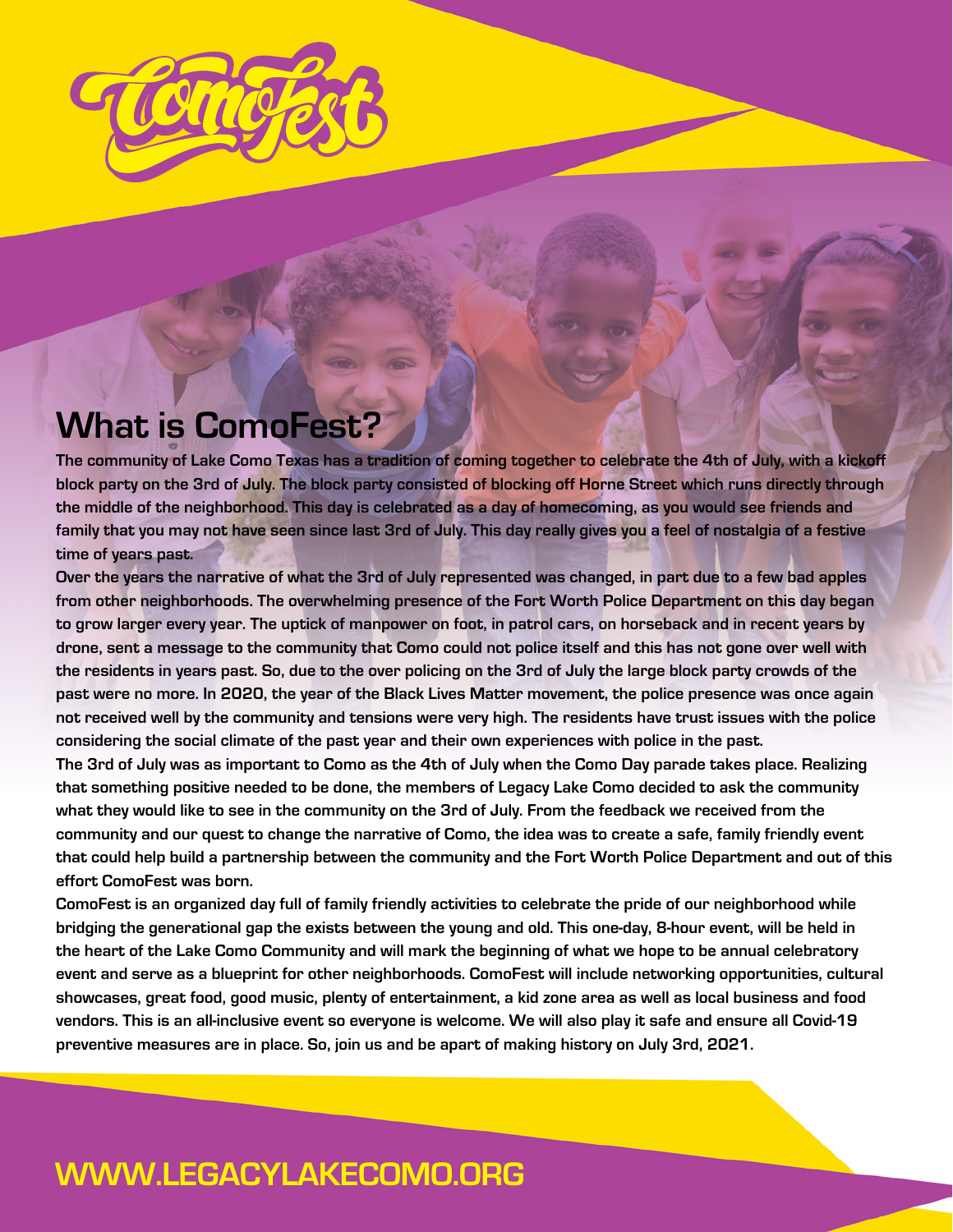# ComoFest

## What is ComoFest?

The community of Lake Como Texas has a tradition of coming together to celebrate the 4th of July, with a kickoff block party on the 3rd of July. The block party consisted of blocking off Horne Street which runs directly through the middle of the neighborhood. This day is celebrated as a day of homecoming, as you would see friends and family that you may not have seen since last 3rd of July. This day really gives you a feel of nostalgia of a festive time of years past.

Over the years the narrative of what the 3rd of July represented was changed, in part due to a few bad apples from other neighborhoods. The overwhelming presence of the Fort Worth Police Department on this day began to grow larger every year. The uptick of manpower on foot, in patrol cars, on horseback and in recent years by drone, sent a message to the community that Como could not police itself and this has not gone over well with the residents in years past. So, due to the over policing on the 3rd of July the large block party crowds of the past were no more. In 2020, the year of the Black Lives Matter movement, the police presence was once again not received well by the community and tensions were very high. The residents have trust issues with the police considering the social climate of the past year and their own experiences with police in the past.

The 3rd of July was as important to Como as the 4th of July when the Como Day parade takes place. Realizing that something positive needed to be done, the members of Legacy Lake Como decided to ask the community what they would like to see in the community on the 3rd of July. From the feedback we received from the community and our quest to change the narrative of Como, the idea was to create a safe, family friendly event that could help build a partnership between the community and the Fort Worth Police Department and out of this effort ComoFest was born.

ComoFest is an organized day full of family friendly activities to celebrate the pride of our neighborhood while bridging the generational gap the exists between the young and old. This one-day, 8-hour event, will be held in the heart of the Lake Como Community and will mark the beginning of what we hope to be annual celebratory event and serve as a blueprint for other neighborhoods. ComoFest will include networking opportunities, cultural showcases, great food, good music, plenty of entertainment, a kid zone area as well as local business and food vendors. This is an all-inclusive event so everyone is welcome. We will also play it safe and ensure all Covid-19 preventive measures are in place. So, join us and be apart of making history on July 3rd, 2021.

WWW.LEGACYLAKECOMO.ORG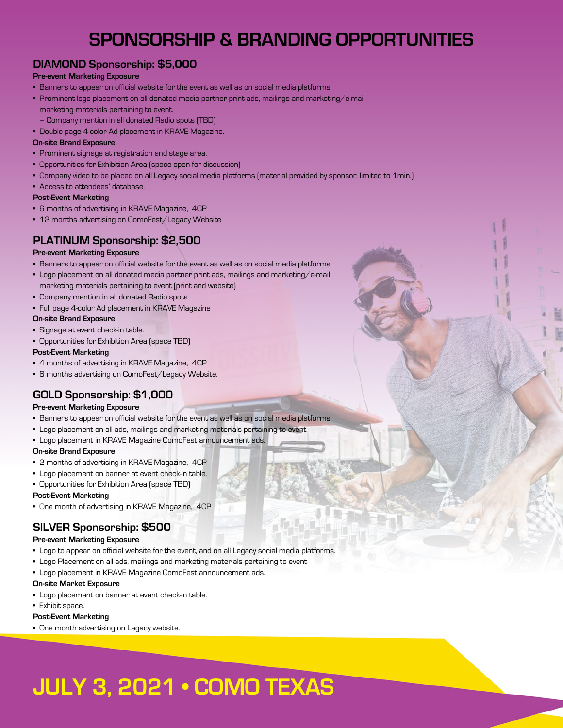# SPONSORSHIP & BRANDING OPPORTUNITIES

## DIAMOND Sponsorship: $5,000

**Pre-event Marketing Exposure**

- Banners to appear on official website for the event as well as on social media platforms.
- Prominent logo placement on all donated media partner print ads, mailings and marketing/e-mail marketing materials pertaining to event.
  - Company mention in all donated Radio spots (TBD)
- Double page 4-color Ad placement in KRAVE Magazine.

**On-site Brand Exposure**

- Prominent signage at registration and stage area.
- Opportunities for Exhibition Area (space open for discussion)
- Company video to be placed on all Legacy social media platforms (material provided by sponsor; limited to 1min.)
- Access to attendees' database.

**Post-Event Marketing**

- 6 months of advertising in KRAVE Magazine, 4CP
- 12 months advertising on ComoFest/Legacy Website

## PLATINUM Sponsorship: $2,500

**Pre-event Marketing Exposure**

- Banners to appear on official website for the event as well as on social media platforms
- Logo placement on all donated media partner print ads, mailings and marketing/e-mail marketing materials pertaining to event (print and website)
- Company mention in all donated Radio spots
- Full page 4-color Ad placement in KRAVE Magazine

**On-site Brand Exposure**

- Signage at event check-in table.
- Opportunities for Exhibition Area (space TBD)

**Post-Event Marketing**

- 4 months of advertising in KRAVE Magazine, 4CP
- 6 months advertising on ComoFest/Legacy Website.

## GOLD Sponsorship: $1,000

**Pre-event Marketing Exposure**

- Banners to appear on official website for the event as well as on social media platforms.
- Logo placement on all ads, mailings and marketing materials pertaining to event.
- Logo placement in KRAVE Magazine ComoFest announcement ads.

**On-site Brand Exposure**

- 2 months of advertising in KRAVE Magazine, 4CP
- Logo placement on banner at event check-in table.
- Opportunities for Exhibition Area (space TBD)

**Post-Event Marketing**

- One month of advertising in KRAVE Magazine, 4CP

## SILVER Sponsorship: $500

**Pre-event Marketing Exposure**

- Logo to appear on official website for the event, and on all Legacy social media platforms.
- Logo Placement on all ads, mailings and marketing materials pertaining to event
- Logo placement in KRAVE Magazine ComoFest announcement ads.

**On-site Market Exposure**

- Logo placement on banner at event check-in table.
- Exhibit space.

**Post-Event Marketing**

- One month advertising on Legacy website.

# JULY 3, 2021 • COMO TEXAS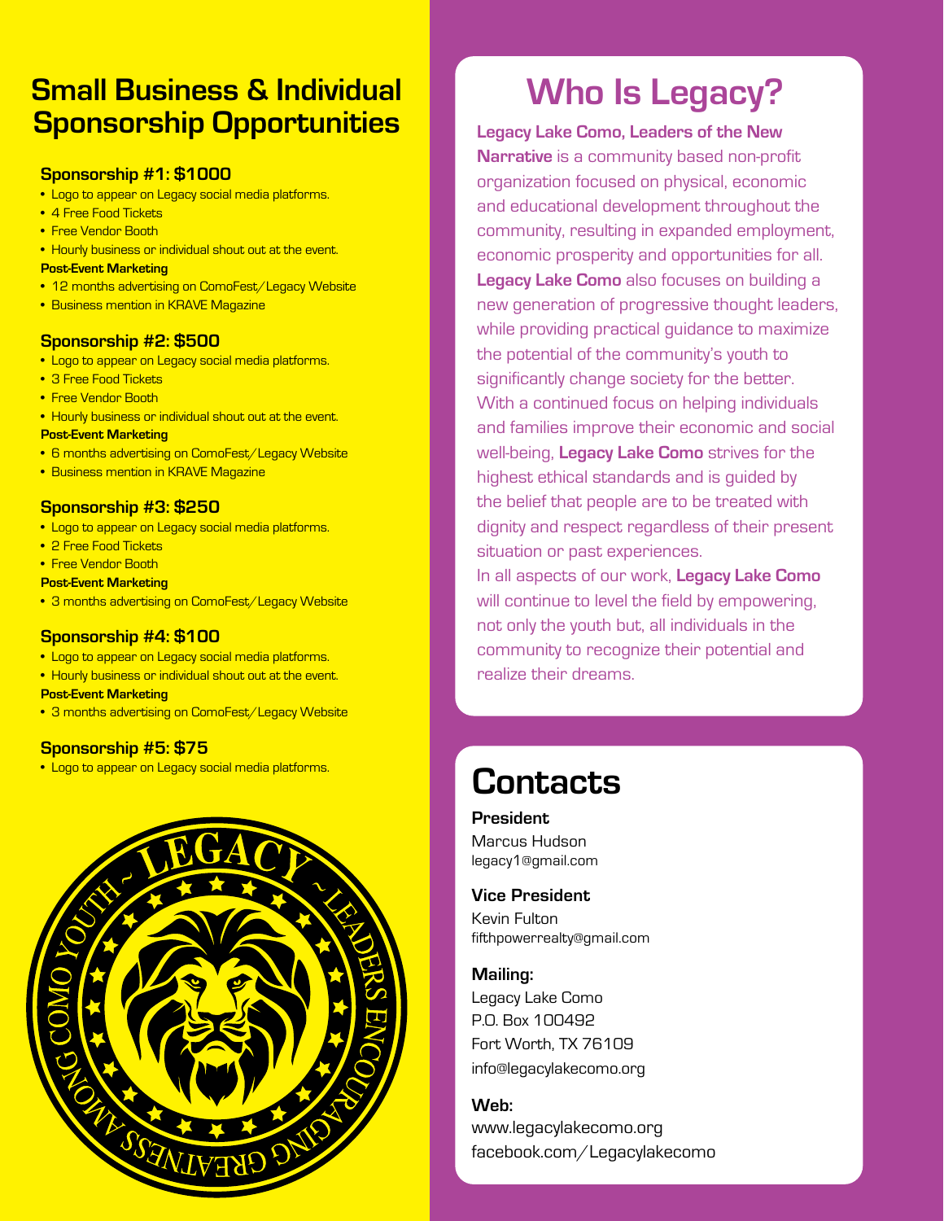# Small Business & Individual Sponsorship Opportunities

### Sponsorship #1: $1000

- Logo to appear on Legacy social media platforms.
- 4 Free Food Tickets
- Free Vendor Booth
- Hourly business or individual shout out at the event.

**Post-Event Marketing**

- 12 months advertising on ComoFest/Legacy Website
- Business mention in KRAVE Magazine

### Sponsorship #2: $500

- Logo to appear on Legacy social media platforms.
- 3 Free Food Tickets
- Free Vendor Booth
- Hourly business or individual shout out at the event.

**Post-Event Marketing**

- 6 months advertising on ComoFest/Legacy Website
- Business mention in KRAVE Magazine

### Sponsorship #3: $250

- Logo to appear on Legacy social media platforms.
- 2 Free Food Tickets
- Free Vendor Booth

**Post-Event Marketing**

- 3 months advertising on ComoFest/Legacy Website

### Sponsorship #4: $100

- Logo to appear on Legacy social media platforms.
- Hourly business or individual shout out at the event.

**Post-Event Marketing**

- 3 months advertising on ComoFest/Legacy Website

### Sponsorship #5: $75

- Logo to appear on Legacy social media platforms.

LEGACY ~ LEADERS ENCOURAGING GREATNESS AMONG COMO YOUTH ~

# Who Is Legacy?

**Legacy Lake Como, Leaders of the New Narrative** is a community based non-profit organization focused on physical, economic and educational development throughout the community, resulting in expanded employment, economic prosperity and opportunities for all. **Legacy Lake Como** also focuses on building a new generation of progressive thought leaders, while providing practical guidance to maximize the potential of the community's youth to significantly change society for the better. With a continued focus on helping individuals and families improve their economic and social well-being, **Legacy Lake Como** strives for the highest ethical standards and is guided by the belief that people are to be treated with dignity and respect regardless of their present situation or past experiences.

In all aspects of our work, **Legacy Lake Como** will continue to level the field by empowering, not only the youth but, all individuals in the community to recognize their potential and realize their dreams.

# Contacts

**President**
Marcus Hudson
legacy1@gmail.com

**Vice President**
Kevin Fulton
fifthpowerrealty@gmail.com

**Mailing:**
Legacy Lake Como
P.O. Box 100492
Fort Worth, TX 76109
info@legacylakecomo.org

**Web:**
www.legacylakecomo.org
facebook.com/Legacylakecomo